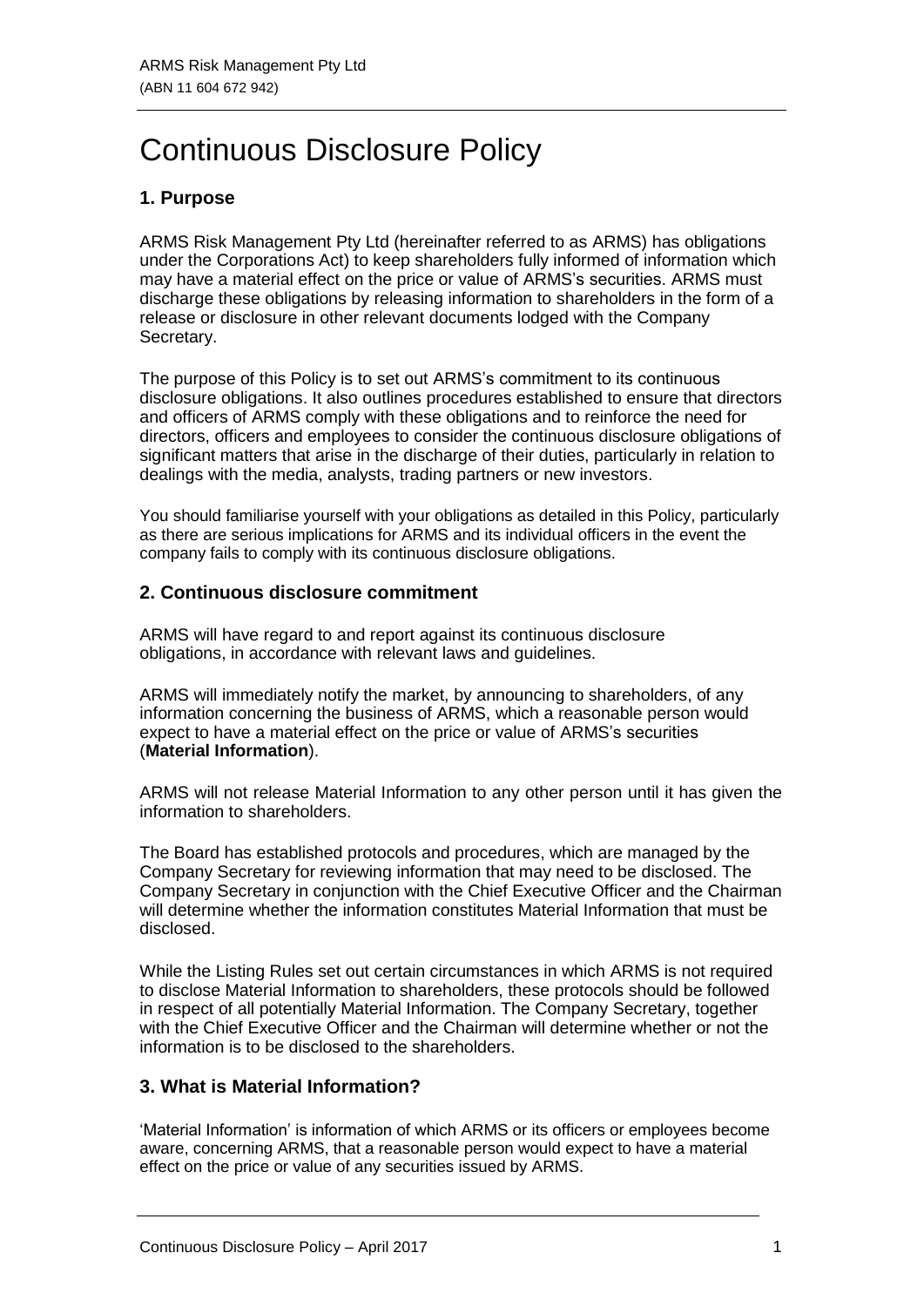ARMS Risk Management Pty Ltd
(ABN 11 604 672 942)

# Continuous Disclosure Policy

## 1. Purpose

ARMS Risk Management Pty Ltd (hereinafter referred to as ARMS) has obligations under the Corporations Act) to keep shareholders fully informed of information which may have a material effect on the price or value of ARMS's securities. ARMS must discharge these obligations by releasing information to shareholders in the form of a release or disclosure in other relevant documents lodged with the Company Secretary.

The purpose of this Policy is to set out ARMS's commitment to its continuous disclosure obligations. It also outlines procedures established to ensure that directors and officers of ARMS comply with these obligations and to reinforce the need for directors, officers and employees to consider the continuous disclosure obligations of significant matters that arise in the discharge of their duties, particularly in relation to dealings with the media, analysts, trading partners or new investors.

You should familiarise yourself with your obligations as detailed in this Policy, particularly as there are serious implications for ARMS and its individual officers in the event the company fails to comply with its continuous disclosure obligations.

## 2. Continuous disclosure commitment

ARMS will have regard to and report against its continuous disclosure obligations, in accordance with relevant laws and guidelines.

ARMS will immediately notify the market, by announcing to shareholders, of any information concerning the business of ARMS, which a reasonable person would expect to have a material effect on the price or value of ARMS's securities (**Material Information**).

ARMS will not release Material Information to any other person until it has given the information to shareholders.

The Board has established protocols and procedures, which are managed by the Company Secretary for reviewing information that may need to be disclosed. The Company Secretary in conjunction with the Chief Executive Officer and the Chairman will determine whether the information constitutes Material Information that must be disclosed.

While the Listing Rules set out certain circumstances in which ARMS is not required to disclose Material Information to shareholders, these protocols should be followed in respect of all potentially Material Information. The Company Secretary, together with the Chief Executive Officer and the Chairman will determine whether or not the information is to be disclosed to the shareholders.

## 3. What is Material Information?

'Material Information' is information of which ARMS or its officers or employees become aware, concerning ARMS, that a reasonable person would expect to have a material effect on the price or value of any securities issued by ARMS.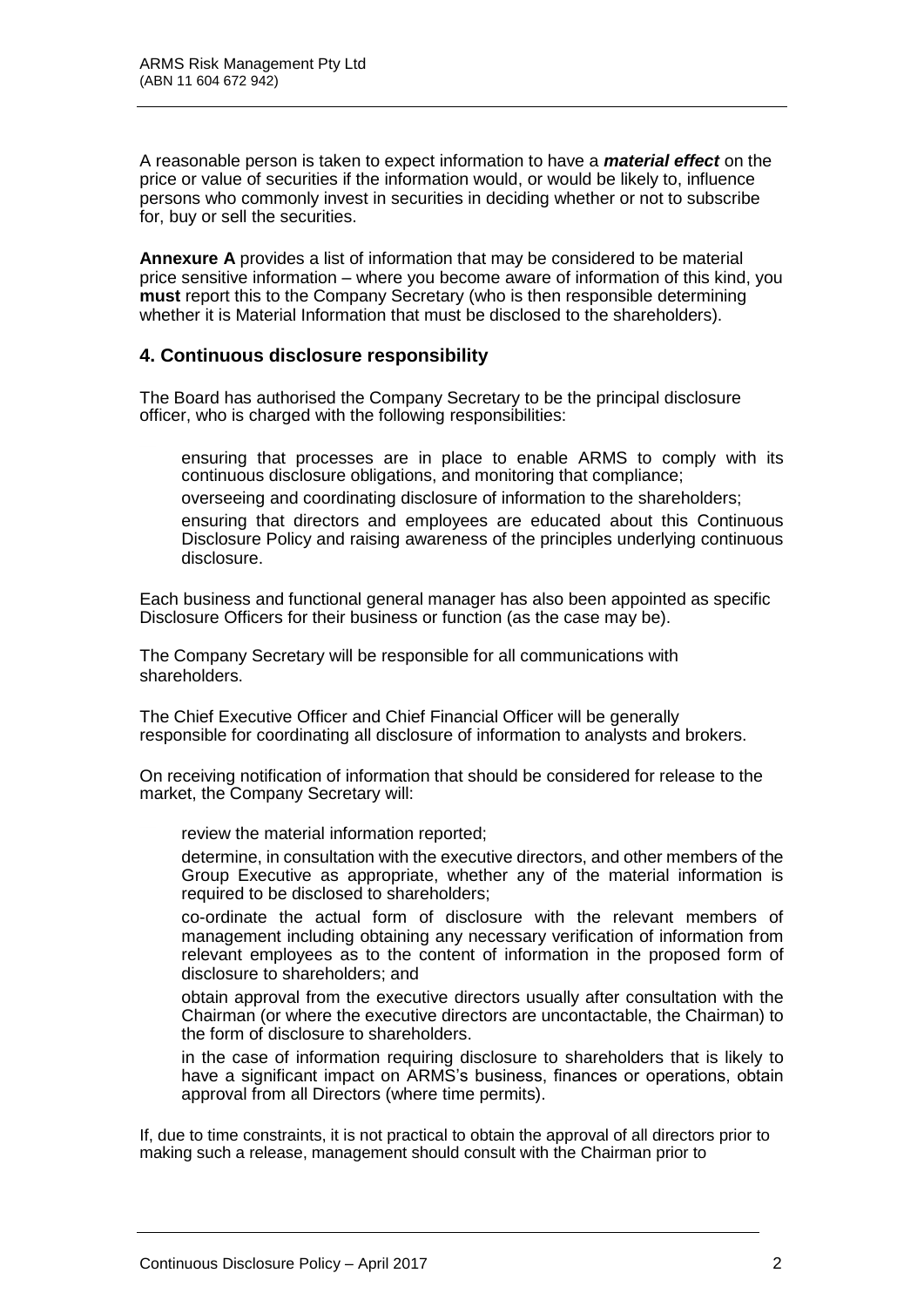A reasonable person is taken to expect information to have a ***material effect*** on the price or value of securities if the information would, or would be likely to, influence persons who commonly invest in securities in deciding whether or not to subscribe for, buy or sell the securities.

**Annexure A** provides a list of information that may be considered to be material price sensitive information – where you become aware of information of this kind, you **must** report this to the Company Secretary (who is then responsible determining whether it is Material Information that must be disclosed to the shareholders).

## 4. Continuous disclosure responsibility

The Board has authorised the Company Secretary to be the principal disclosure officer, who is charged with the following responsibilities:

- ensuring that processes are in place to enable ARMS to comply with its continuous disclosure obligations, and monitoring that compliance;
- overseeing and coordinating disclosure of information to the shareholders;
- ensuring that directors and employees are educated about this Continuous Disclosure Policy and raising awareness of the principles underlying continuous disclosure.

Each business and functional general manager has also been appointed as specific Disclosure Officers for their business or function (as the case may be).

The Company Secretary will be responsible for all communications with shareholders.

The Chief Executive Officer and Chief Financial Officer will be generally responsible for coordinating all disclosure of information to analysts and brokers.

On receiving notification of information that should be considered for release to the market, the Company Secretary will:

- review the material information reported;
- determine, in consultation with the executive directors, and other members of the Group Executive as appropriate, whether any of the material information is required to be disclosed to shareholders;
- co-ordinate the actual form of disclosure with the relevant members of management including obtaining any necessary verification of information from relevant employees as to the content of information in the proposed form of disclosure to shareholders; and
- obtain approval from the executive directors usually after consultation with the Chairman (or where the executive directors are uncontactable, the Chairman) to the form of disclosure to shareholders.
- in the case of information requiring disclosure to shareholders that is likely to have a significant impact on ARMS's business, finances or operations, obtain approval from all Directors (where time permits).

If, due to time constraints, it is not practical to obtain the approval of all directors prior to making such a release, management should consult with the Chairman prior to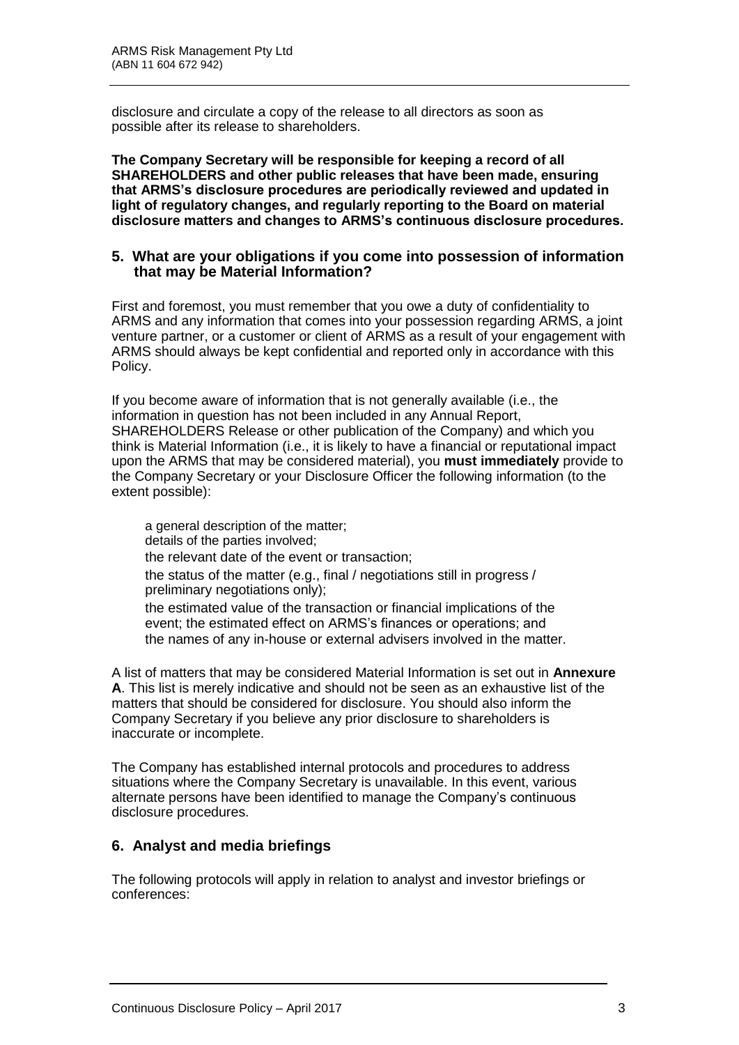disclosure and circulate a copy of the release to all directors as soon as possible after its release to shareholders.

**The Company Secretary will be responsible for keeping a record of all SHAREHOLDERS and other public releases that have been made, ensuring that ARMS's disclosure procedures are periodically reviewed and updated in light of regulatory changes, and regularly reporting to the Board on material disclosure matters and changes to ARMS's continuous disclosure procedures.**

## 5. What are your obligations if you come into possession of information that may be Material Information?

First and foremost, you must remember that you owe a duty of confidentiality to ARMS and any information that comes into your possession regarding ARMS, a joint venture partner, or a customer or client of ARMS as a result of your engagement with ARMS should always be kept confidential and reported only in accordance with this Policy.

If you become aware of information that is not generally available (i.e., the information in question has not been included in any Annual Report, SHAREHOLDERS Release or other publication of the Company) and which you think is Material Information (i.e., it is likely to have a financial or reputational impact upon the ARMS that may be considered material), you **must immediately** provide to the Company Secretary or your Disclosure Officer the following information (to the extent possible):

- a general description of the matter;
- details of the parties involved;
- the relevant date of the event or transaction;
- the status of the matter (e.g., final / negotiations still in progress / preliminary negotiations only);
- the estimated value of the transaction or financial implications of the event; the estimated effect on ARMS's finances or operations; and
- the names of any in-house or external advisers involved in the matter.

A list of matters that may be considered Material Information is set out in **Annexure A**. This list is merely indicative and should not be seen as an exhaustive list of the matters that should be considered for disclosure. You should also inform the Company Secretary if you believe any prior disclosure to shareholders is inaccurate or incomplete.

The Company has established internal protocols and procedures to address situations where the Company Secretary is unavailable. In this event, various alternate persons have been identified to manage the Company's continuous disclosure procedures.

## 6. Analyst and media briefings

The following protocols will apply in relation to analyst and investor briefings or conferences: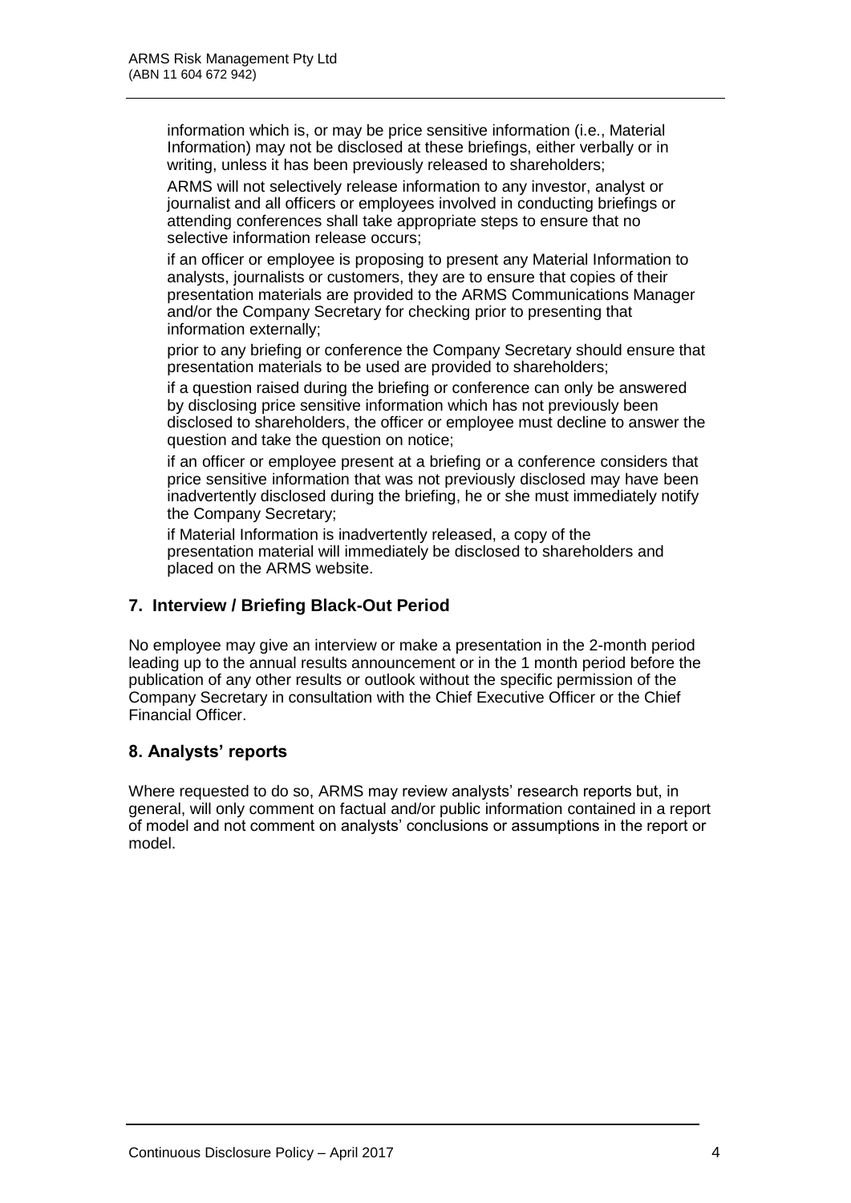information which is, or may be price sensitive information (i.e., Material Information) may not be disclosed at these briefings, either verbally or in writing, unless it has been previously released to shareholders;

ARMS will not selectively release information to any investor, analyst or journalist and all officers or employees involved in conducting briefings or attending conferences shall take appropriate steps to ensure that no selective information release occurs;

if an officer or employee is proposing to present any Material Information to analysts, journalists or customers, they are to ensure that copies of their presentation materials are provided to the ARMS Communications Manager and/or the Company Secretary for checking prior to presenting that information externally;

prior to any briefing or conference the Company Secretary should ensure that presentation materials to be used are provided to shareholders;

if a question raised during the briefing or conference can only be answered by disclosing price sensitive information which has not previously been disclosed to shareholders, the officer or employee must decline to answer the question and take the question on notice;

if an officer or employee present at a briefing or a conference considers that price sensitive information that was not previously disclosed may have been inadvertently disclosed during the briefing, he or she must immediately notify the Company Secretary;

if Material Information is inadvertently released, a copy of the presentation material will immediately be disclosed to shareholders and placed on the ARMS website.

## 7. Interview / Briefing Black-Out Period

No employee may give an interview or make a presentation in the 2-month period leading up to the annual results announcement or in the 1 month period before the publication of any other results or outlook without the specific permission of the Company Secretary in consultation with the Chief Executive Officer or the Chief Financial Officer.

## 8. Analysts' reports

Where requested to do so, ARMS may review analysts' research reports but, in general, will only comment on factual and/or public information contained in a report of model and not comment on analysts' conclusions or assumptions in the report or model.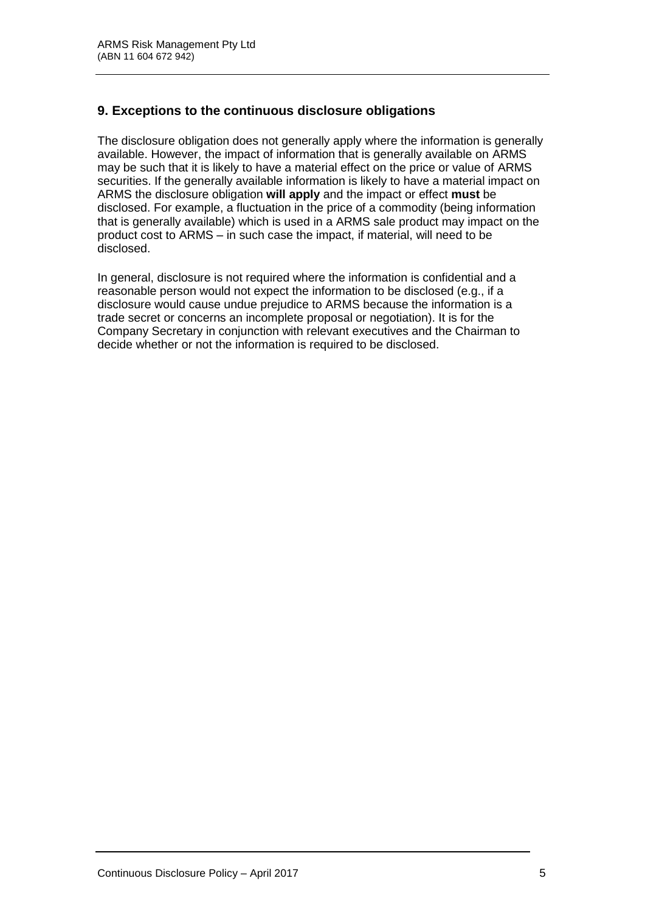## 9. Exceptions to the continuous disclosure obligations

The disclosure obligation does not generally apply where the information is generally available. However, the impact of information that is generally available on ARMS may be such that it is likely to have a material effect on the price or value of ARMS securities. If the generally available information is likely to have a material impact on ARMS the disclosure obligation **will apply** and the impact or effect **must** be disclosed. For example, a fluctuation in the price of a commodity (being information that is generally available) which is used in a ARMS sale product may impact on the product cost to ARMS – in such case the impact, if material, will need to be disclosed.

In general, disclosure is not required where the information is confidential and a reasonable person would not expect the information to be disclosed (e.g., if a disclosure would cause undue prejudice to ARMS because the information is a trade secret or concerns an incomplete proposal or negotiation). It is for the Company Secretary in conjunction with relevant executives and the Chairman to decide whether or not the information is required to be disclosed.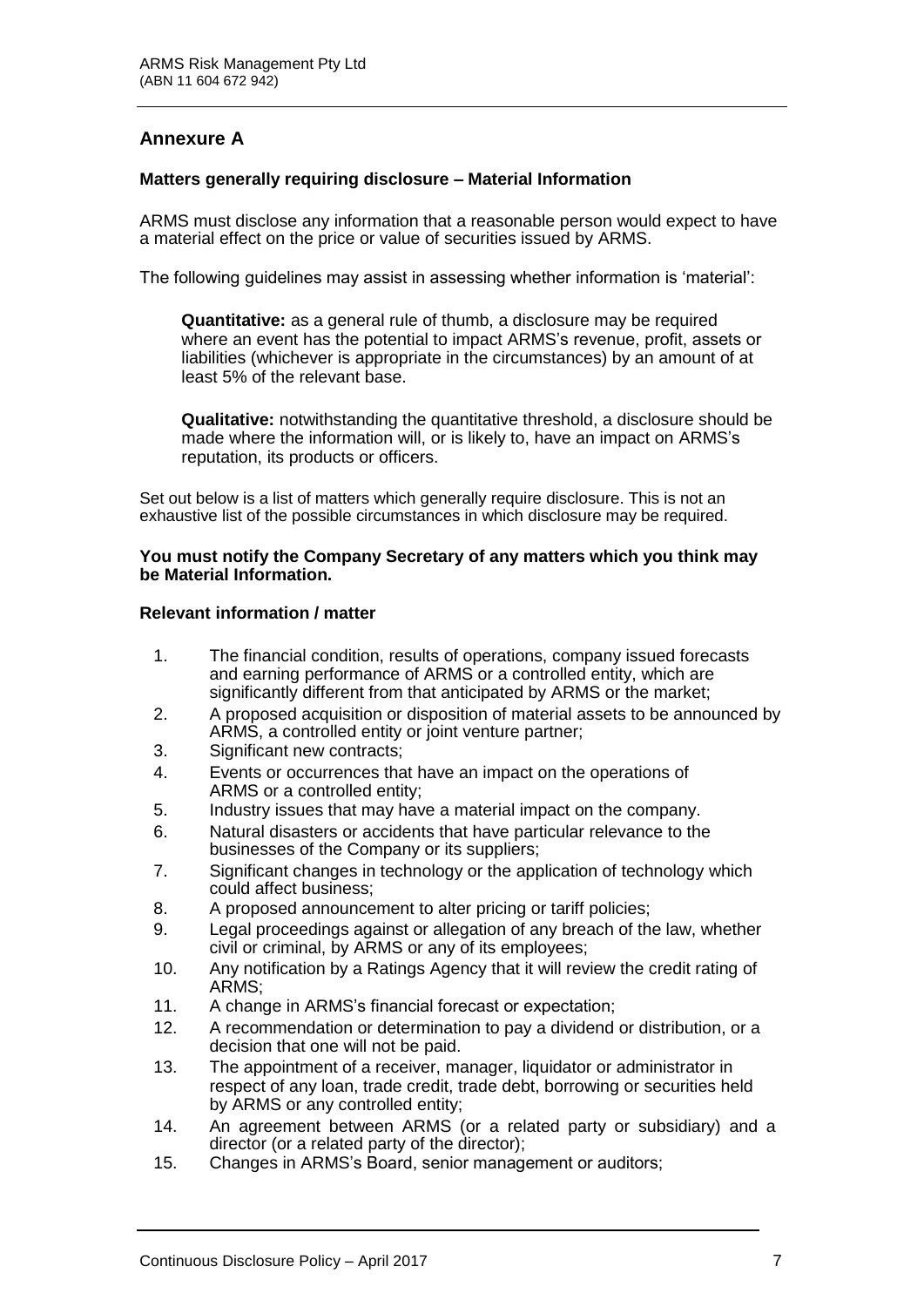## Annexure A

**Matters generally requiring disclosure – Material Information**

ARMS must disclose any information that a reasonable person would expect to have a material effect on the price or value of securities issued by ARMS.

The following guidelines may assist in assessing whether information is 'material':

> **Quantitative:** as a general rule of thumb, a disclosure may be required where an event has the potential to impact ARMS's revenue, profit, assets or liabilities (whichever is appropriate in the circumstances) by an amount of at least 5% of the relevant base.
>
> **Qualitative:** notwithstanding the quantitative threshold, a disclosure should be made where the information will, or is likely to, have an impact on ARMS's reputation, its products or officers.

Set out below is a list of matters which generally require disclosure. This is not an exhaustive list of the possible circumstances in which disclosure may be required.

**You must notify the Company Secretary of any matters which you think may be Material Information.**

**Relevant information / matter**

1. The financial condition, results of operations, company issued forecasts and earning performance of ARMS or a controlled entity, which are significantly different from that anticipated by ARMS or the market;
2. A proposed acquisition or disposition of material assets to be announced by ARMS, a controlled entity or joint venture partner;
3. Significant new contracts;
4. Events or occurrences that have an impact on the operations of ARMS or a controlled entity;
5. Industry issues that may have a material impact on the company.
6. Natural disasters or accidents that have particular relevance to the businesses of the Company or its suppliers;
7. Significant changes in technology or the application of technology which could affect business;
8. A proposed announcement to alter pricing or tariff policies;
9. Legal proceedings against or allegation of any breach of the law, whether civil or criminal, by ARMS or any of its employees;
10. Any notification by a Ratings Agency that it will review the credit rating of ARMS;
11. A change in ARMS's financial forecast or expectation;
12. A recommendation or determination to pay a dividend or distribution, or a decision that one will not be paid.
13. The appointment of a receiver, manager, liquidator or administrator in respect of any loan, trade credit, trade debt, borrowing or securities held by ARMS or any controlled entity;
14. An agreement between ARMS (or a related party or subsidiary) and a director (or a related party of the director);
15. Changes in ARMS's Board, senior management or auditors;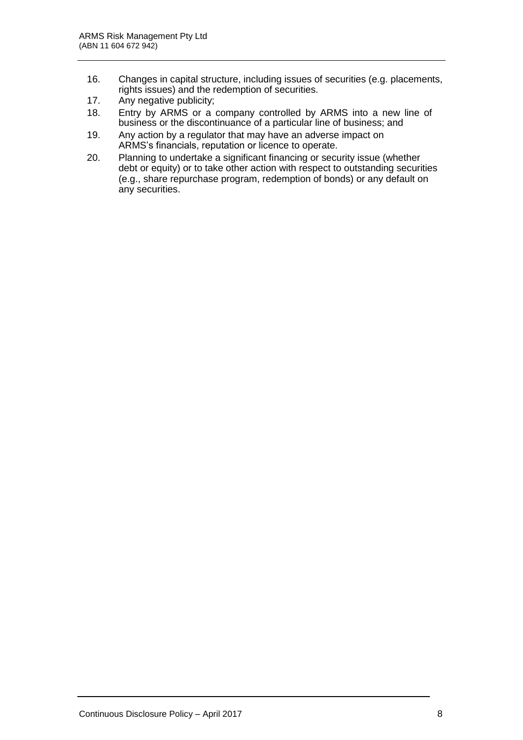16. Changes in capital structure, including issues of securities (e.g. placements, rights issues) and the redemption of securities.
17. Any negative publicity;
18. Entry by ARMS or a company controlled by ARMS into a new line of business or the discontinuance of a particular line of business; and
19. Any action by a regulator that may have an adverse impact on ARMS's financials, reputation or licence to operate.
20. Planning to undertake a significant financing or security issue (whether debt or equity) or to take other action with respect to outstanding securities (e.g., share repurchase program, redemption of bonds) or any default on any securities.